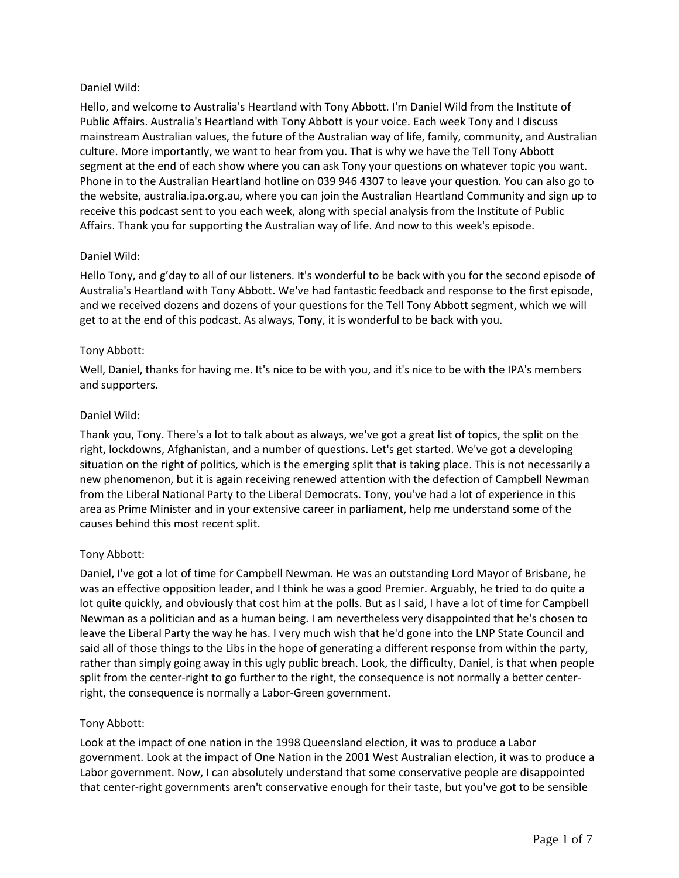Daniel Wild:

Hello, and welcome to Australia's Heartland with Tony Abbott. I'm Daniel Wild from the Institute of Public Affairs. Australia's Heartland with Tony Abbott is your voice. Each week Tony and I discuss mainstream Australian values, the future of the Australian way of life, family, community, and Australian culture. More importantly, we want to hear from you. That is why we have the Tell Tony Abbott segment at the end of each show where you can ask Tony your questions on whatever topic you want. Phone in to the Australian Heartland hotline on 039 946 4307 to leave your question. You can also go to the website, australia.ipa.org.au, where you can join the Australian Heartland Community and sign up to receive this podcast sent to you each week, along with special analysis from the Institute of Public Affairs. Thank you for supporting the Australian way of life. And now to this week's episode.

Daniel Wild:

Hello Tony, and g'day to all of our listeners. It's wonderful to be back with you for the second episode of Australia's Heartland with Tony Abbott. We've had fantastic feedback and response to the first episode, and we received dozens and dozens of your questions for the Tell Tony Abbott segment, which we will get to at the end of this podcast. As always, Tony, it is wonderful to be back with you.

Tony Abbott:

Well, Daniel, thanks for having me. It's nice to be with you, and it's nice to be with the IPA's members and supporters.

Daniel Wild:

Thank you, Tony. There's a lot to talk about as always, we've got a great list of topics, the split on the right, lockdowns, Afghanistan, and a number of questions. Let's get started. We've got a developing situation on the right of politics, which is the emerging split that is taking place. This is not necessarily a new phenomenon, but it is again receiving renewed attention with the defection of Campbell Newman from the Liberal National Party to the Liberal Democrats. Tony, you've had a lot of experience in this area as Prime Minister and in your extensive career in parliament, help me understand some of the causes behind this most recent split.

Tony Abbott:

Daniel, I've got a lot of time for Campbell Newman. He was an outstanding Lord Mayor of Brisbane, he was an effective opposition leader, and I think he was a good Premier. Arguably, he tried to do quite a lot quite quickly, and obviously that cost him at the polls. But as I said, I have a lot of time for Campbell Newman as a politician and as a human being. I am nevertheless very disappointed that he's chosen to leave the Liberal Party the way he has. I very much wish that he'd gone into the LNP State Council and said all of those things to the Libs in the hope of generating a different response from within the party, rather than simply going away in this ugly public breach. Look, the difficulty, Daniel, is that when people split from the center-right to go further to the right, the consequence is not normally a better center-right, the consequence is normally a Labor-Green government.

Tony Abbott:

Look at the impact of one nation in the 1998 Queensland election, it was to produce a Labor government. Look at the impact of One Nation in the 2001 West Australian election, it was to produce a Labor government. Now, I can absolutely understand that some conservative people are disappointed that center-right governments aren't conservative enough for their taste, but you've got to be sensible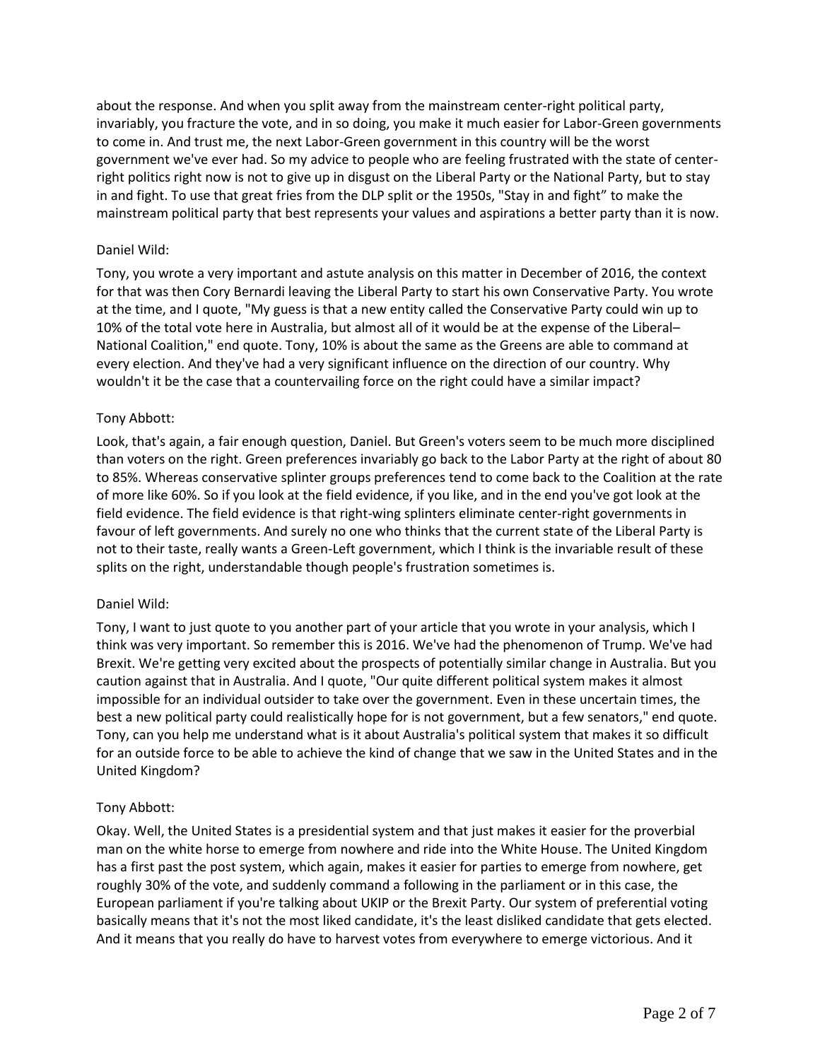about the response. And when you split away from the mainstream center-right political party, invariably, you fracture the vote, and in so doing, you make it much easier for Labor-Green governments to come in. And trust me, the next Labor-Green government in this country will be the worst government we've ever had. So my advice to people who are feeling frustrated with the state of center-right politics right now is not to give up in disgust on the Liberal Party or the National Party, but to stay in and fight. To use that great fries from the DLP split or the 1950s, "Stay in and fight" to make the mainstream political party that best represents your values and aspirations a better party than it is now.

Daniel Wild:

Tony, you wrote a very important and astute analysis on this matter in December of 2016, the context for that was then Cory Bernardi leaving the Liberal Party to start his own Conservative Party. You wrote at the time, and I quote, "My guess is that a new entity called the Conservative Party could win up to 10% of the total vote here in Australia, but almost all of it would be at the expense of the Liberal–National Coalition," end quote. Tony, 10% is about the same as the Greens are able to command at every election. And they've had a very significant influence on the direction of our country. Why wouldn't it be the case that a countervailing force on the right could have a similar impact?

Tony Abbott:

Look, that's again, a fair enough question, Daniel. But Green's voters seem to be much more disciplined than voters on the right. Green preferences invariably go back to the Labor Party at the right of about 80 to 85%. Whereas conservative splinter groups preferences tend to come back to the Coalition at the rate of more like 60%. So if you look at the field evidence, if you like, and in the end you've got look at the field evidence. The field evidence is that right-wing splinters eliminate center-right governments in favour of left governments. And surely no one who thinks that the current state of the Liberal Party is not to their taste, really wants a Green-Left government, which I think is the invariable result of these splits on the right, understandable though people's frustration sometimes is.

Daniel Wild:

Tony, I want to just quote to you another part of your article that you wrote in your analysis, which I think was very important. So remember this is 2016. We've had the phenomenon of Trump. We've had Brexit. We're getting very excited about the prospects of potentially similar change in Australia. But you caution against that in Australia. And I quote, "Our quite different political system makes it almost impossible for an individual outsider to take over the government. Even in these uncertain times, the best a new political party could realistically hope for is not government, but a few senators," end quote. Tony, can you help me understand what is it about Australia's political system that makes it so difficult for an outside force to be able to achieve the kind of change that we saw in the United States and in the United Kingdom?

Tony Abbott:

Okay. Well, the United States is a presidential system and that just makes it easier for the proverbial man on the white horse to emerge from nowhere and ride into the White House. The United Kingdom has a first past the post system, which again, makes it easier for parties to emerge from nowhere, get roughly 30% of the vote, and suddenly command a following in the parliament or in this case, the European parliament if you're talking about UKIP or the Brexit Party. Our system of preferential voting basically means that it's not the most liked candidate, it's the least disliked candidate that gets elected. And it means that you really do have to harvest votes from everywhere to emerge victorious. And it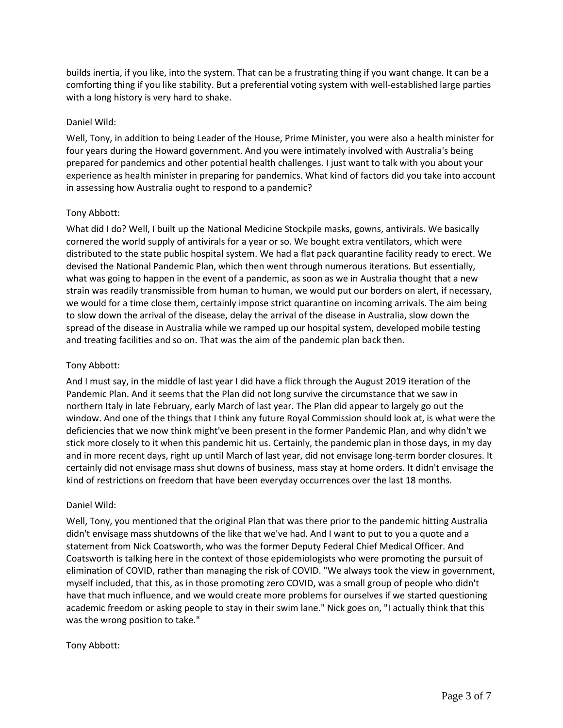builds inertia, if you like, into the system. That can be a frustrating thing if you want change. It can be a comforting thing if you like stability. But a preferential voting system with well-established large parties with a long history is very hard to shake.

Daniel Wild:

Well, Tony, in addition to being Leader of the House, Prime Minister, you were also a health minister for four years during the Howard government. And you were intimately involved with Australia's being prepared for pandemics and other potential health challenges. I just want to talk with you about your experience as health minister in preparing for pandemics. What kind of factors did you take into account in assessing how Australia ought to respond to a pandemic?

Tony Abbott:

What did I do? Well, I built up the National Medicine Stockpile masks, gowns, antivirals. We basically cornered the world supply of antivirals for a year or so. We bought extra ventilators, which were distributed to the state public hospital system. We had a flat pack quarantine facility ready to erect. We devised the National Pandemic Plan, which then went through numerous iterations. But essentially, what was going to happen in the event of a pandemic, as soon as we in Australia thought that a new strain was readily transmissible from human to human, we would put our borders on alert, if necessary, we would for a time close them, certainly impose strict quarantine on incoming arrivals. The aim being to slow down the arrival of the disease, delay the arrival of the disease in Australia, slow down the spread of the disease in Australia while we ramped up our hospital system, developed mobile testing and treating facilities and so on. That was the aim of the pandemic plan back then.

Tony Abbott:

And I must say, in the middle of last year I did have a flick through the August 2019 iteration of the Pandemic Plan. And it seems that the Plan did not long survive the circumstance that we saw in northern Italy in late February, early March of last year. The Plan did appear to largely go out the window. And one of the things that I think any future Royal Commission should look at, is what were the deficiencies that we now think might've been present in the former Pandemic Plan, and why didn't we stick more closely to it when this pandemic hit us. Certainly, the pandemic plan in those days, in my day and in more recent days, right up until March of last year, did not envisage long-term border closures. It certainly did not envisage mass shut downs of business, mass stay at home orders. It didn't envisage the kind of restrictions on freedom that have been everyday occurrences over the last 18 months.

Daniel Wild:

Well, Tony, you mentioned that the original Plan that was there prior to the pandemic hitting Australia didn't envisage mass shutdowns of the like that we've had. And I want to put to you a quote and a statement from Nick Coatsworth, who was the former Deputy Federal Chief Medical Officer. And Coatsworth is talking here in the context of those epidemiologists who were promoting the pursuit of elimination of COVID, rather than managing the risk of COVID. "We always took the view in government, myself included, that this, as in those promoting zero COVID, was a small group of people who didn't have that much influence, and we would create more problems for ourselves if we started questioning academic freedom or asking people to stay in their swim lane." Nick goes on, "I actually think that this was the wrong position to take."

Tony Abbott: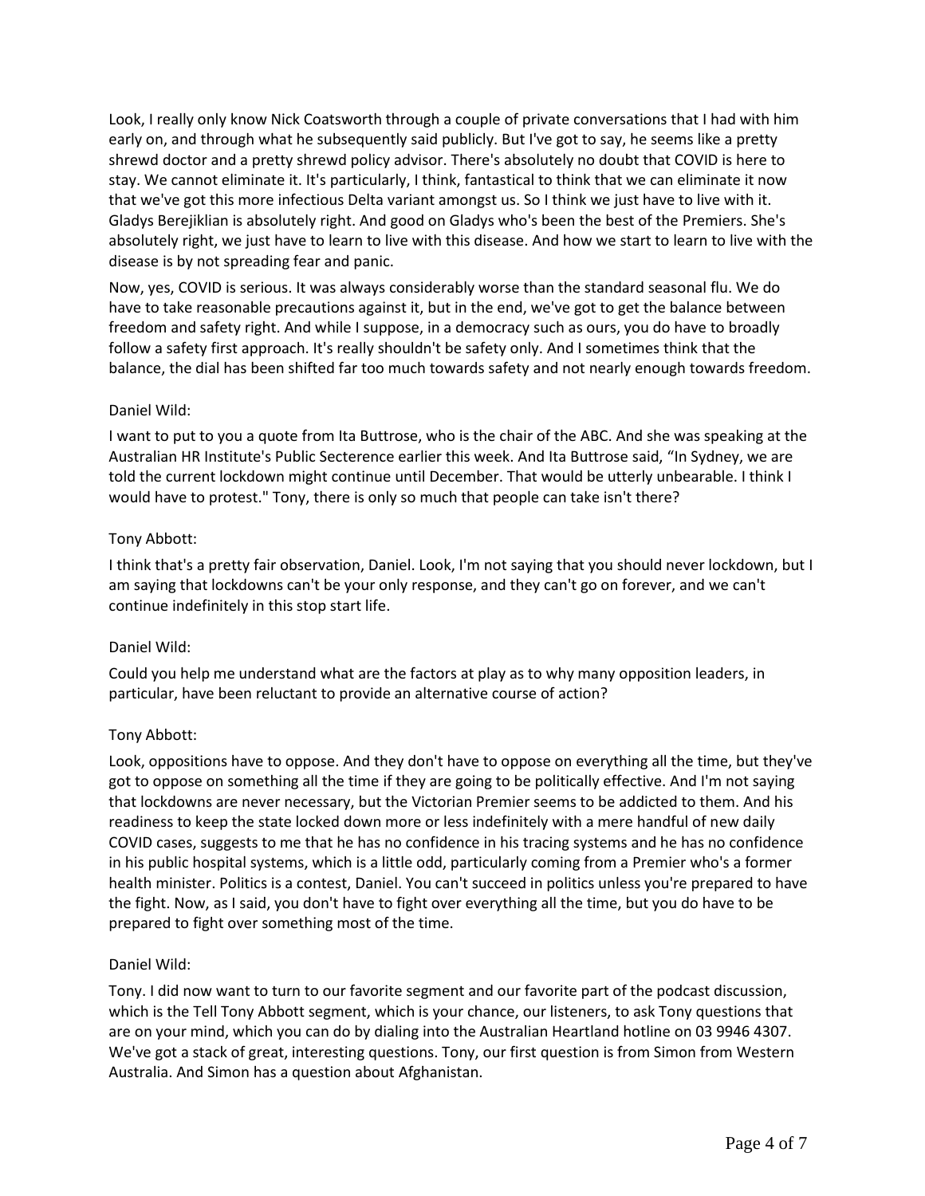Look, I really only know Nick Coatsworth through a couple of private conversations that I had with him early on, and through what he subsequently said publicly. But I've got to say, he seems like a pretty shrewd doctor and a pretty shrewd policy advisor. There's absolutely no doubt that COVID is here to stay. We cannot eliminate it. It's particularly, I think, fantastical to think that we can eliminate it now that we've got this more infectious Delta variant amongst us. So I think we just have to live with it. Gladys Berejiklian is absolutely right. And good on Gladys who's been the best of the Premiers. She's absolutely right, we just have to learn to live with this disease. And how we start to learn to live with the disease is by not spreading fear and panic.

Now, yes, COVID is serious. It was always considerably worse than the standard seasonal flu. We do have to take reasonable precautions against it, but in the end, we've got to get the balance between freedom and safety right. And while I suppose, in a democracy such as ours, you do have to broadly follow a safety first approach. It's really shouldn't be safety only. And I sometimes think that the balance, the dial has been shifted far too much towards safety and not nearly enough towards freedom.

Daniel Wild:

I want to put to you a quote from Ita Buttrose, who is the chair of the ABC. And she was speaking at the Australian HR Institute's Public Secterence earlier this week. And Ita Buttrose said, "In Sydney, we are told the current lockdown might continue until December. That would be utterly unbearable. I think I would have to protest." Tony, there is only so much that people can take isn't there?

Tony Abbott:

I think that's a pretty fair observation, Daniel. Look, I'm not saying that you should never lockdown, but I am saying that lockdowns can't be your only response, and they can't go on forever, and we can't continue indefinitely in this stop start life.

Daniel Wild:

Could you help me understand what are the factors at play as to why many opposition leaders, in particular, have been reluctant to provide an alternative course of action?

Tony Abbott:

Look, oppositions have to oppose. And they don't have to oppose on everything all the time, but they've got to oppose on something all the time if they are going to be politically effective. And I'm not saying that lockdowns are never necessary, but the Victorian Premier seems to be addicted to them. And his readiness to keep the state locked down more or less indefinitely with a mere handful of new daily COVID cases, suggests to me that he has no confidence in his tracing systems and he has no confidence in his public hospital systems, which is a little odd, particularly coming from a Premier who's a former health minister. Politics is a contest, Daniel. You can't succeed in politics unless you're prepared to have the fight. Now, as I said, you don't have to fight over everything all the time, but you do have to be prepared to fight over something most of the time.

Daniel Wild:

Tony. I did now want to turn to our favorite segment and our favorite part of the podcast discussion, which is the Tell Tony Abbott segment, which is your chance, our listeners, to ask Tony questions that are on your mind, which you can do by dialing into the Australian Heartland hotline on 03 9946 4307. We've got a stack of great, interesting questions. Tony, our first question is from Simon from Western Australia. And Simon has a question about Afghanistan.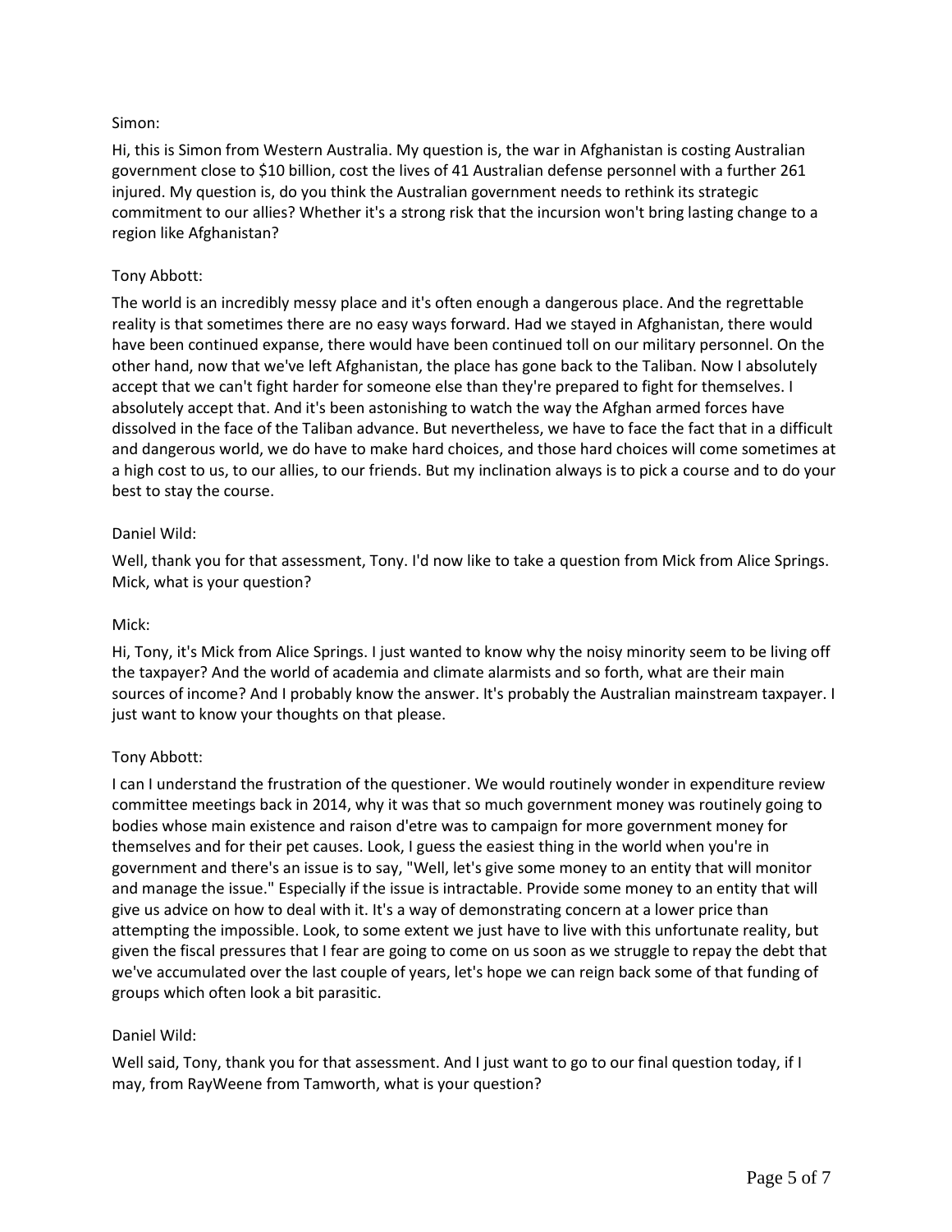Simon:

Hi, this is Simon from Western Australia. My question is, the war in Afghanistan is costing Australian government close to $10 billion, cost the lives of 41 Australian defense personnel with a further 261 injured. My question is, do you think the Australian government needs to rethink its strategic commitment to our allies? Whether it's a strong risk that the incursion won't bring lasting change to a region like Afghanistan?

Tony Abbott:

The world is an incredibly messy place and it's often enough a dangerous place. And the regrettable reality is that sometimes there are no easy ways forward. Had we stayed in Afghanistan, there would have been continued expanse, there would have been continued toll on our military personnel. On the other hand, now that we've left Afghanistan, the place has gone back to the Taliban. Now I absolutely accept that we can't fight harder for someone else than they're prepared to fight for themselves. I absolutely accept that. And it's been astonishing to watch the way the Afghan armed forces have dissolved in the face of the Taliban advance. But nevertheless, we have to face the fact that in a difficult and dangerous world, we do have to make hard choices, and those hard choices will come sometimes at a high cost to us, to our allies, to our friends. But my inclination always is to pick a course and to do your best to stay the course.

Daniel Wild:

Well, thank you for that assessment, Tony. I'd now like to take a question from Mick from Alice Springs. Mick, what is your question?

Mick:

Hi, Tony, it's Mick from Alice Springs. I just wanted to know why the noisy minority seem to be living off the taxpayer? And the world of academia and climate alarmists and so forth, what are their main sources of income? And I probably know the answer. It's probably the Australian mainstream taxpayer. I just want to know your thoughts on that please.

Tony Abbott:

I can I understand the frustration of the questioner. We would routinely wonder in expenditure review committee meetings back in 2014, why it was that so much government money was routinely going to bodies whose main existence and raison d'etre was to campaign for more government money for themselves and for their pet causes. Look, I guess the easiest thing in the world when you're in government and there's an issue is to say, "Well, let's give some money to an entity that will monitor and manage the issue." Especially if the issue is intractable. Provide some money to an entity that will give us advice on how to deal with it. It's a way of demonstrating concern at a lower price than attempting the impossible. Look, to some extent we just have to live with this unfortunate reality, but given the fiscal pressures that I fear are going to come on us soon as we struggle to repay the debt that we've accumulated over the last couple of years, let's hope we can reign back some of that funding of groups which often look a bit parasitic.

Daniel Wild:

Well said, Tony, thank you for that assessment. And I just want to go to our final question today, if I may, from RayWeene from Tamworth, what is your question?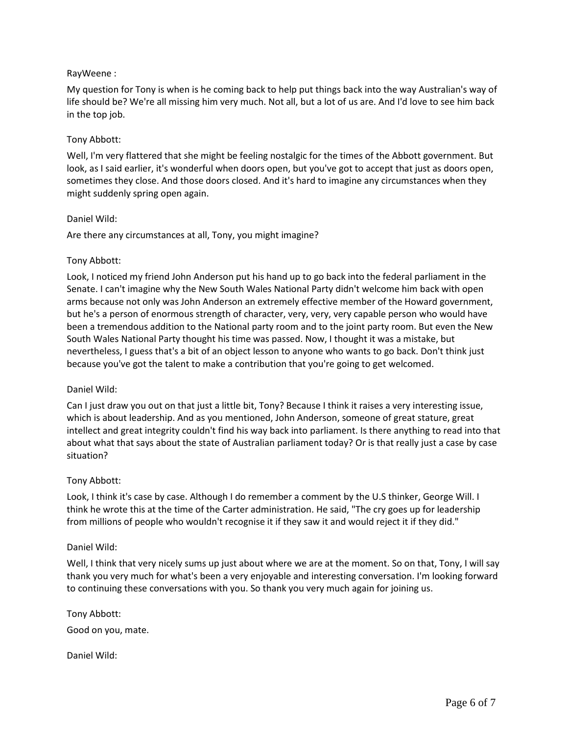RayWeene :

My question for Tony is when is he coming back to help put things back into the way Australian's way of life should be? We're all missing him very much. Not all, but a lot of us are. And I'd love to see him back in the top job.

Tony Abbott:

Well, I'm very flattered that she might be feeling nostalgic for the times of the Abbott government. But look, as I said earlier, it's wonderful when doors open, but you've got to accept that just as doors open, sometimes they close. And those doors closed. And it's hard to imagine any circumstances when they might suddenly spring open again.

Daniel Wild:

Are there any circumstances at all, Tony, you might imagine?

Tony Abbott:

Look, I noticed my friend John Anderson put his hand up to go back into the federal parliament in the Senate. I can't imagine why the New South Wales National Party didn't welcome him back with open arms because not only was John Anderson an extremely effective member of the Howard government, but he's a person of enormous strength of character, very, very, very capable person who would have been a tremendous addition to the National party room and to the joint party room. But even the New South Wales National Party thought his time was passed. Now, I thought it was a mistake, but nevertheless, I guess that's a bit of an object lesson to anyone who wants to go back. Don't think just because you've got the talent to make a contribution that you're going to get welcomed.

Daniel Wild:

Can I just draw you out on that just a little bit, Tony? Because I think it raises a very interesting issue, which is about leadership. And as you mentioned, John Anderson, someone of great stature, great intellect and great integrity couldn't find his way back into parliament. Is there anything to read into that about what that says about the state of Australian parliament today? Or is that really just a case by case situation?

Tony Abbott:

Look, I think it's case by case. Although I do remember a comment by the U.S thinker, George Will. I think he wrote this at the time of the Carter administration. He said, "The cry goes up for leadership from millions of people who wouldn't recognise it if they saw it and would reject it if they did."

Daniel Wild:

Well, I think that very nicely sums up just about where we are at the moment. So on that, Tony, I will say thank you very much for what's been a very enjoyable and interesting conversation. I'm looking forward to continuing these conversations with you. So thank you very much again for joining us.

Tony Abbott:

Good on you, mate.

Daniel Wild: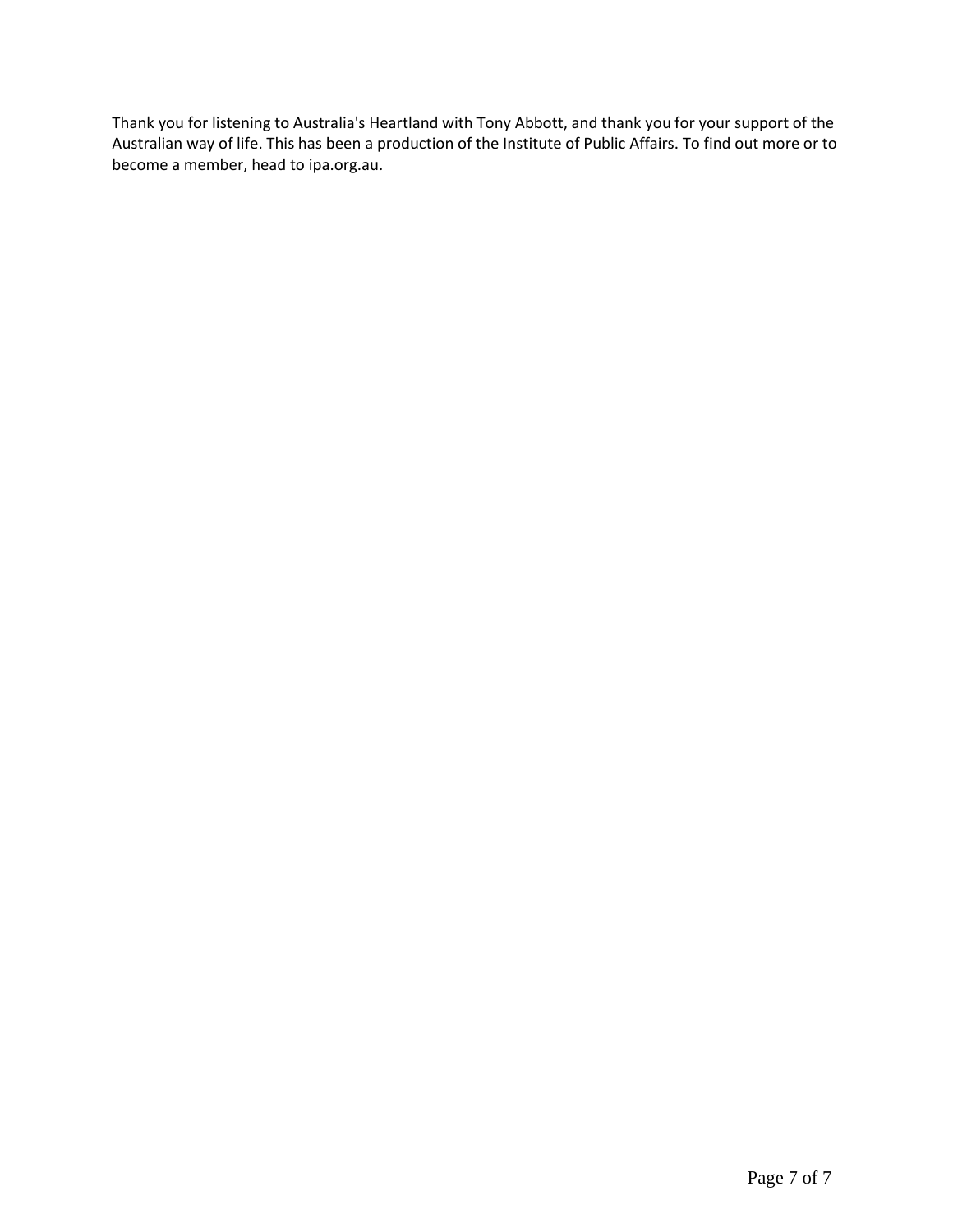Thank you for listening to Australia's Heartland with Tony Abbott, and thank you for your support of the Australian way of life. This has been a production of the Institute of Public Affairs. To find out more or to become a member, head to ipa.org.au.